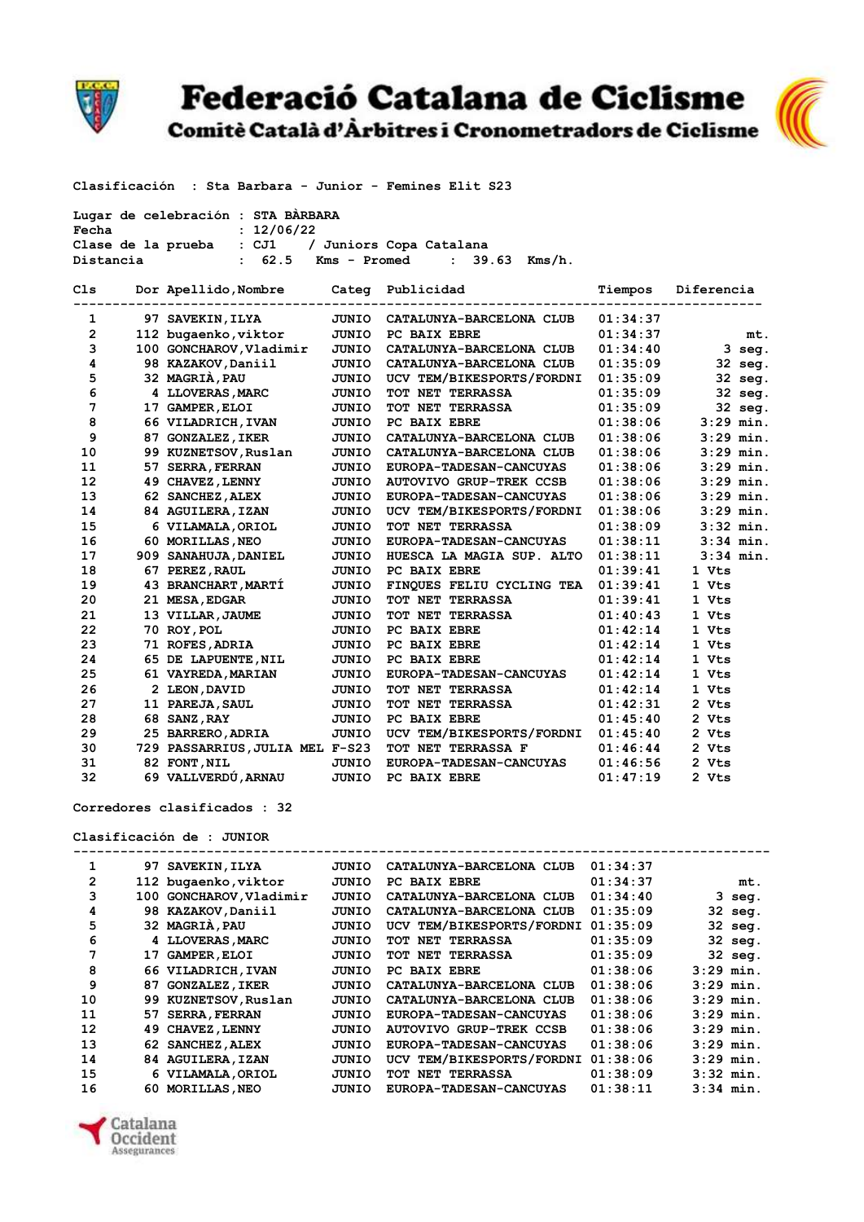# Federació Catalana de Ciclisme

## Comitè Català d'Àrbitres i Cronometradors de Ciclisme

Clasificación : Sta Barbara - Junior - Femines Elit S23

Lugar de celebración : STA BÀRBARA
Fecha : 12/06/22
Clase de la prueba : CJ1 / Juniors Copa Catalana
Distancia : 62.5 Kms - Promed : 39.63 Kms/h.

| Cls | Dor | Apellido,Nombre | Categ | Publicidad | Tiempos | Diferencia |
|---|---|---|---|---|---|---|
| 1 | 97 | SAVEKIN,ILYA | JUNIO | CATALUNYA-BARCELONA CLUB | 01:34:37 | |
| 2 | 112 | bugaenko,viktor | JUNIO | PC BAIX EBRE | 01:34:37 | mt. |
| 3 | 100 | GONCHAROV,Vladimir | JUNIO | CATALUNYA-BARCELONA CLUB | 01:34:40 | 3 seg. |
| 4 | 98 | KAZAKOV,Daniil | JUNIO | CATALUNYA-BARCELONA CLUB | 01:35:09 | 32 seg. |
| 5 | 32 | MAGRIÀ,PAU | JUNIO | UCV TEM/BIKESPORTS/FORDNI | 01:35:09 | 32 seg. |
| 6 | 4 | LLOVERAS,MARC | JUNIO | TOT NET TERRASSA | 01:35:09 | 32 seg. |
| 7 | 17 | GAMPER,ELOI | JUNIO | TOT NET TERRASSA | 01:35:09 | 32 seg. |
| 8 | 66 | VILADRICH,IVAN | JUNIO | PC BAIX EBRE | 01:38:06 | 3:29 min. |
| 9 | 87 | GONZALEZ,IKER | JUNIO | CATALUNYA-BARCELONA CLUB | 01:38:06 | 3:29 min. |
| 10 | 99 | KUZNETSOV,Ruslan | JUNIO | CATALUNYA-BARCELONA CLUB | 01:38:06 | 3:29 min. |
| 11 | 57 | SERRA,FERRAN | JUNIO | EUROPA-TADESAN-CANCUYAS | 01:38:06 | 3:29 min. |
| 12 | 49 | CHAVEZ,LENNY | JUNIO | AUTOVIVO GRUP-TREK CCSB | 01:38:06 | 3:29 min. |
| 13 | 62 | SANCHEZ,ALEX | JUNIO | EUROPA-TADESAN-CANCUYAS | 01:38:06 | 3:29 min. |
| 14 | 84 | AGUILERA,IZAN | JUNIO | UCV TEM/BIKESPORTS/FORDNI | 01:38:06 | 3:29 min. |
| 15 | 6 | VILAMALA,ORIOL | JUNIO | TOT NET TERRASSA | 01:38:09 | 3:32 min. |
| 16 | 60 | MORILLAS,NEO | JUNIO | EUROPA-TADESAN-CANCUYAS | 01:38:11 | 3:34 min. |
| 17 | 909 | SANAHUJA,DANIEL | JUNIO | HUESCA LA MAGIA SUP. ALTO | 01:38:11 | 3:34 min. |
| 18 | 67 | PEREZ,RAUL | JUNIO | PC BAIX EBRE | 01:39:41 | 1 Vts |
| 19 | 43 | BRANCHART,MARTÍ | JUNIO | FINQUES FELIU CYCLING TEA | 01:39:41 | 1 Vts |
| 20 | 21 | MESA,EDGAR | JUNIO | TOT NET TERRASSA | 01:39:41 | 1 Vts |
| 21 | 13 | VILLAR,JAUME | JUNIO | TOT NET TERRASSA | 01:40:43 | 1 Vts |
| 22 | 70 | ROY,POL | JUNIO | PC BAIX EBRE | 01:42:14 | 1 Vts |
| 23 | 71 | ROFES,ADRIA | JUNIO | PC BAIX EBRE | 01:42:14 | 1 Vts |
| 24 | 65 | DE LAPUENTE,NIL | JUNIO | PC BAIX EBRE | 01:42:14 | 1 Vts |
| 25 | 61 | VAYREDA,MARIAN | JUNIO | EUROPA-TADESAN-CANCUYAS | 01:42:14 | 1 Vts |
| 26 | 2 | LEON,DAVID | JUNIO | TOT NET TERRASSA | 01:42:14 | 1 Vts |
| 27 | 11 | PAREJA,SAUL | JUNIO | TOT NET TERRASSA | 01:42:31 | 2 Vts |
| 28 | 68 | SANZ,RAY | JUNIO | PC BAIX EBRE | 01:45:40 | 2 Vts |
| 29 | 25 | BARRERO,ADRIA | JUNIO | UCV TEM/BIKESPORTS/FORDNI | 01:45:40 | 2 Vts |
| 30 | 729 | PASSARRIUS,JULIA MEL | F-S23 | TOT NET TERRASSA F | 01:46:44 | 2 Vts |
| 31 | 82 | FONT,NIL | JUNIO | EUROPA-TADESAN-CANCUYAS | 01:46:56 | 2 Vts |
| 32 | 69 | VALLVERDÚ,ARNAU | JUNIO | PC BAIX EBRE | 01:47:19 | 2 Vts |

Corredores clasificados : 32

Clasificación de : JUNIOR

| Cls | Dor | Apellido,Nombre | Categ | Publicidad | Tiempos | Diferencia |
|---|---|---|---|---|---|---|
| 1 | 97 | SAVEKIN,ILYA | JUNIO | CATALUNYA-BARCELONA CLUB | 01:34:37 | |
| 2 | 112 | bugaenko,viktor | JUNIO | PC BAIX EBRE | 01:34:37 | mt. |
| 3 | 100 | GONCHAROV,Vladimir | JUNIO | CATALUNYA-BARCELONA CLUB | 01:34:40 | 3 seg. |
| 4 | 98 | KAZAKOV,Daniil | JUNIO | CATALUNYA-BARCELONA CLUB | 01:35:09 | 32 seg. |
| 5 | 32 | MAGRIÀ,PAU | JUNIO | UCV TEM/BIKESPORTS/FORDNI | 01:35:09 | 32 seg. |
| 6 | 4 | LLOVERAS,MARC | JUNIO | TOT NET TERRASSA | 01:35:09 | 32 seg. |
| 7 | 17 | GAMPER,ELOI | JUNIO | TOT NET TERRASSA | 01:35:09 | 32 seg. |
| 8 | 66 | VILADRICH,IVAN | JUNIO | PC BAIX EBRE | 01:38:06 | 3:29 min. |
| 9 | 87 | GONZALEZ,IKER | JUNIO | CATALUNYA-BARCELONA CLUB | 01:38:06 | 3:29 min. |
| 10 | 99 | KUZNETSOV,Ruslan | JUNIO | CATALUNYA-BARCELONA CLUB | 01:38:06 | 3:29 min. |
| 11 | 57 | SERRA,FERRAN | JUNIO | EUROPA-TADESAN-CANCUYAS | 01:38:06 | 3:29 min. |
| 12 | 49 | CHAVEZ,LENNY | JUNIO | AUTOVIVO GRUP-TREK CCSB | 01:38:06 | 3:29 min. |
| 13 | 62 | SANCHEZ,ALEX | JUNIO | EUROPA-TADESAN-CANCUYAS | 01:38:06 | 3:29 min. |
| 14 | 84 | AGUILERA,IZAN | JUNIO | UCV TEM/BIKESPORTS/FORDNI | 01:38:06 | 3:29 min. |
| 15 | 6 | VILAMALA,ORIOL | JUNIO | TOT NET TERRASSA | 01:38:09 | 3:32 min. |
| 16 | 60 | MORILLAS,NEO | JUNIO | EUROPA-TADESAN-CANCUYAS | 01:38:11 | 3:34 min. |

Catalana Occident Assegurances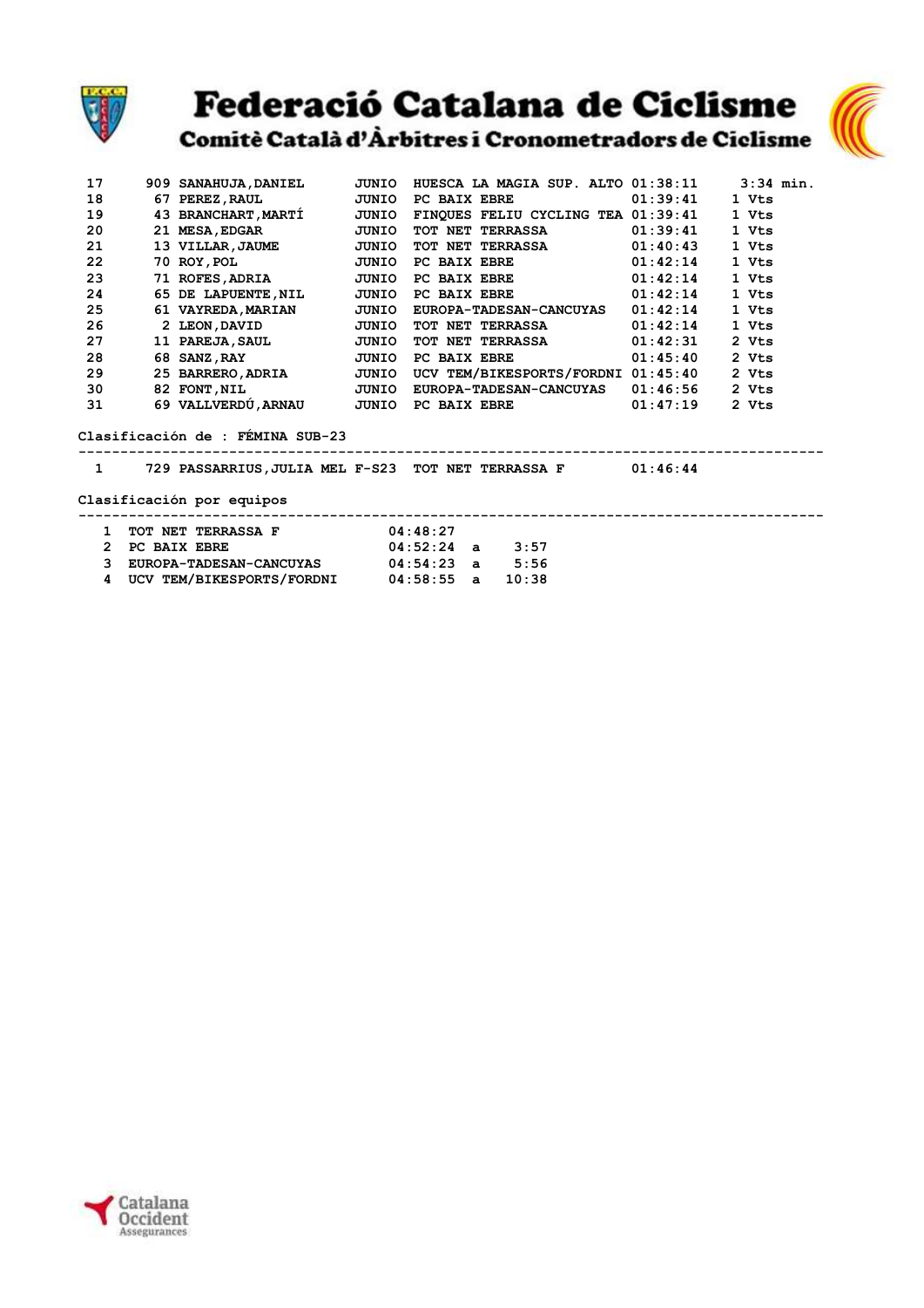# Federació Catalana de Ciclisme

## Comitè Català d'Àrbitres i Cronometradors de Ciclisme

| | | | | | | |
|---|---|---|---|---|---|---|
| 17 | 909 | SANAHUJA,DANIEL | JUNIO | HUESCA LA MAGIA SUP. ALTO | 01:38:11 | 3:34 min. |
| 18 | 67 | PEREZ,RAUL | JUNIO | PC BAIX EBRE | 01:39:41 | 1 Vts |
| 19 | 43 | BRANCHART,MARTÍ | JUNIO | FINQUES FELIU CYCLING TEA | 01:39:41 | 1 Vts |
| 20 | 21 | MESA,EDGAR | JUNIO | TOT NET TERRASSA | 01:39:41 | 1 Vts |
| 21 | 13 | VILLAR,JAUME | JUNIO | TOT NET TERRASSA | 01:40:43 | 1 Vts |
| 22 | 70 | ROY,POL | JUNIO | PC BAIX EBRE | 01:42:14 | 1 Vts |
| 23 | 71 | ROFES,ADRIA | JUNIO | PC BAIX EBRE | 01:42:14 | 1 Vts |
| 24 | 65 | DE LAPUENTE,NIL | JUNIO | PC BAIX EBRE | 01:42:14 | 1 Vts |
| 25 | 61 | VAYREDA,MARIAN | JUNIO | EUROPA-TADESAN-CANCUYAS | 01:42:14 | 1 Vts |
| 26 | 2 | LEON,DAVID | JUNIO | TOT NET TERRASSA | 01:42:14 | 1 Vts |
| 27 | 11 | PAREJA,SAUL | JUNIO | TOT NET TERRASSA | 01:42:31 | 2 Vts |
| 28 | 68 | SANZ,RAY | JUNIO | PC BAIX EBRE | 01:45:40 | 2 Vts |
| 29 | 25 | BARRERO,ADRIA | JUNIO | UCV TEM/BIKESPORTS/FORDNI | 01:45:40 | 2 Vts |
| 30 | 82 | FONT,NIL | JUNIO | EUROPA-TADESAN-CANCUYAS | 01:46:56 | 2 Vts |
| 31 | 69 | VALLVERDÚ,ARNAU | JUNIO | PC BAIX EBRE | 01:47:19 | 2 Vts |

**Clasificación de : FÉMINA SUB-23**

| | | | | | |
|---|---|---|---|---|---|
| 1 | 729 | PASSARRIUS,JULIA | MEL F-S23 | TOT NET TERRASSA F | 01:46:44 |

**Clasificación por equipos**

| | | | | |
|---|---|---|---|---|
| 1 | TOT NET TERRASSA F | 04:48:27 | | |
| 2 | PC BAIX EBRE | 04:52:24 | a | 3:57 |
| 3 | EUROPA-TADESAN-CANCUYAS | 04:54:23 | a | 5:56 |
| 4 | UCV TEM/BIKESPORTS/FORDNI | 04:58:55 | a | 10:38 |

Catalana Occident Assegurances